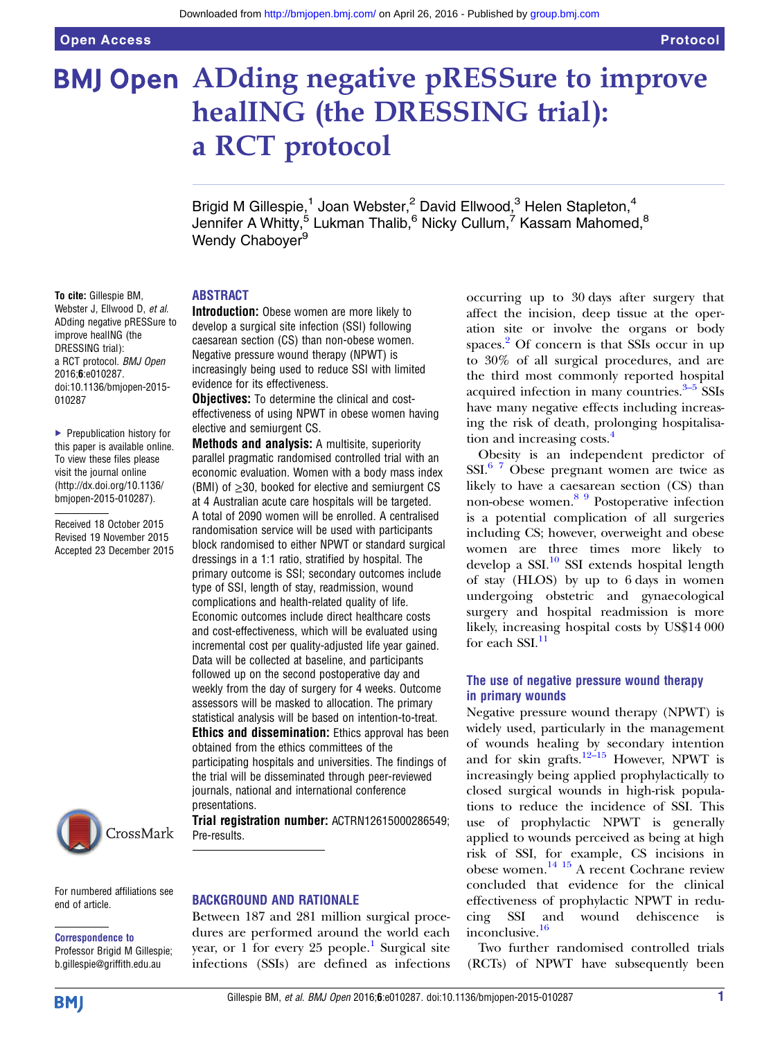# ADding negative pRESSure to improve healING (the DRESSING trial): a RCT protocol

Brigid M Gillespie,[1] Joan Webster,[2] David Ellwood,[3] Helen Stapleton,[4] Jennifer A Whitty,[5] Lukman Thalib,[6] Nicky Cullum,[7] Kassam Mahomed,[8] Wendy Chaboyer[9]

**To cite:** Gillespie BM, Webster J, Ellwood D, *et al*. ADding negative pRESSure to improve healING (the DRESSING trial): a RCT protocol. *BMJ Open* 2016;**6**:e010287. doi:10.1136/bmjopen-2015-010287

▸ Prepublication history for this paper is available online. To view these files please visit the journal online (http://dx.doi.org/10.1136/bmjopen-2015-010287).

Received 18 October 2015
Revised 19 November 2015
Accepted 23 December 2015

For numbered affiliations see end of article.

**Correspondence to**
Professor Brigid M Gillespie; b.gillespie@griffith.edu.au

## ABSTRACT

**Introduction:** Obese women are more likely to develop a surgical site infection (SSI) following caesarean section (CS) than non-obese women. Negative pressure wound therapy (NPWT) is increasingly being used to reduce SSI with limited evidence for its effectiveness.

**Objectives:** To determine the clinical and cost-effectiveness of using NPWT in obese women having elective and semiurgent CS.

**Methods and analysis:** A multisite, superiority parallel pragmatic randomised controlled trial with an economic evaluation. Women with a body mass index (BMI) of ≥30, booked for elective and semiurgent CS at 4 Australian acute care hospitals will be targeted. A total of 2090 women will be enrolled. A centralised randomisation service will be used with participants block randomised to either NPWT or standard surgical dressings in a 1:1 ratio, stratified by hospital. The primary outcome is SSI; secondary outcomes include type of SSI, length of stay, readmission, wound complications and health-related quality of life. Economic outcomes include direct healthcare costs and cost-effectiveness, which will be evaluated using incremental cost per quality-adjusted life year gained. Data will be collected at baseline, and participants followed up on the second postoperative day and weekly from the day of surgery for 4 weeks. Outcome assessors will be masked to allocation. The primary statistical analysis will be based on intention-to-treat.

**Ethics and dissemination:** Ethics approval has been obtained from the ethics committees of the participating hospitals and universities. The findings of the trial will be disseminated through peer-reviewed journals, national and international conference presentations.

**Trial registration number:** ACTRN12615000286549; Pre-results.

## BACKGROUND AND RATIONALE

Between 187 and 281 million surgical procedures are performed around the world each year, or 1 for every 25 people.[1] Surgical site infections (SSIs) are defined as infections occurring up to 30 days after surgery that affect the incision, deep tissue at the operation site or involve the organs or body spaces.[2] Of concern is that SSIs occur in up to 30% of all surgical procedures, and are the third most commonly reported hospital acquired infection in many countries.[3–5] SSIs have many negative effects including increasing the risk of death, prolonging hospitalisation and increasing costs.[4]

Obesity is an independent predictor of SSI.[6,7] Obese pregnant women are twice as likely to have a caesarean section (CS) than non-obese women.[8,9] Postoperative infection is a potential complication of all surgeries including CS; however, overweight and obese women are three times more likely to develop a SSI.[10] SSI extends hospital length of stay (HLOS) by up to 6 days in women undergoing obstetric and gynaecological surgery and hospital readmission is more likely, increasing hospital costs by US$14 000 for each SSI.[11]

### The use of negative pressure wound therapy in primary wounds

Negative pressure wound therapy (NPWT) is widely used, particularly in the management of wounds healing by secondary intention and for skin grafts.[12–15] However, NPWT is increasingly being applied prophylactically to closed surgical wounds in high-risk populations to reduce the incidence of SSI. This use of prophylactic NPWT is generally applied to wounds perceived as being at high risk of SSI, for example, CS incisions in obese women.[14,15] A recent Cochrane review concluded that evidence for the clinical effectiveness of prophylactic NPWT in reducing SSI and wound dehiscence is inconclusive.[16]

Two further randomised controlled trials (RCTs) of NPWT have subsequently been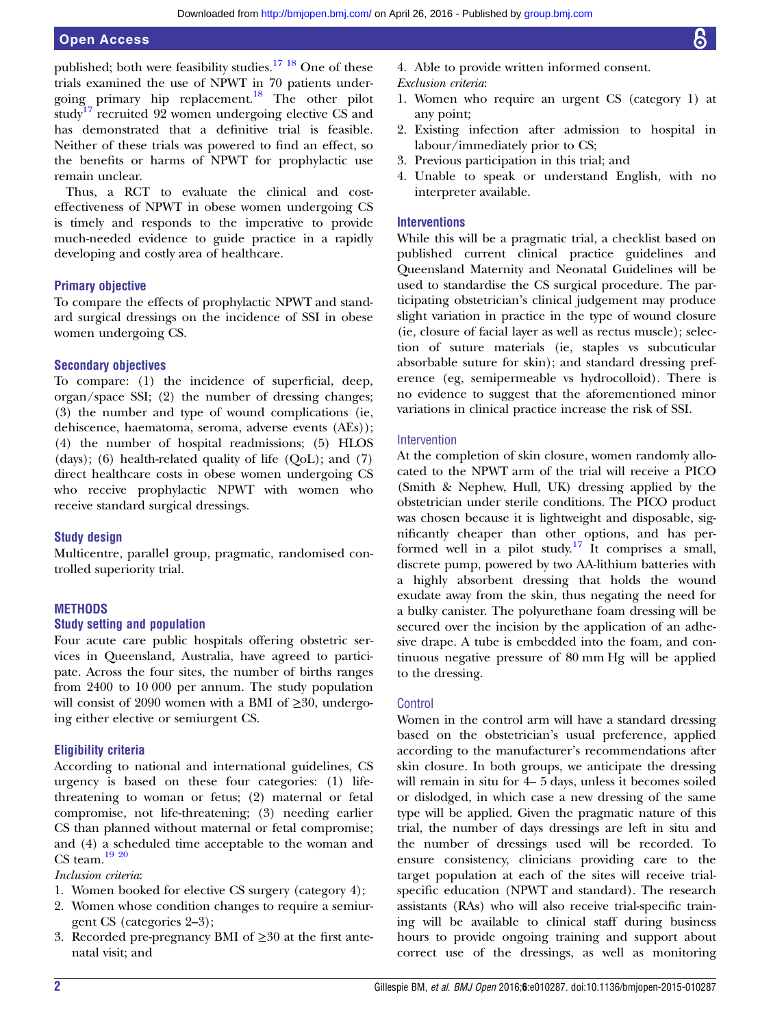published; both were feasibility studies.[17,18] One of these trials examined the use of NPWT in 70 patients undergoing primary hip replacement.[18] The other pilot study[17] recruited 92 women undergoing elective CS and has demonstrated that a definitive trial is feasible. Neither of these trials was powered to find an effect, so the benefits or harms of NPWT for prophylactic use remain unclear.

Thus, a RCT to evaluate the clinical and cost-effectiveness of NPWT in obese women undergoing CS is timely and responds to the imperative to provide much-needed evidence to guide practice in a rapidly developing and costly area of healthcare.

### Primary objective

To compare the effects of prophylactic NPWT and standard surgical dressings on the incidence of SSI in obese women undergoing CS.

### Secondary objectives

To compare: (1) the incidence of superficial, deep, organ/space SSI; (2) the number of dressing changes; (3) the number and type of wound complications (ie, dehiscence, haematoma, seroma, adverse events (AEs)); (4) the number of hospital readmissions; (5) HLOS (days); (6) health-related quality of life (QoL); and (7) direct healthcare costs in obese women undergoing CS who receive prophylactic NPWT with women who receive standard surgical dressings.

### Study design

Multicentre, parallel group, pragmatic, randomised controlled superiority trial.

## METHODS

### Study setting and population

Four acute care public hospitals offering obstetric services in Queensland, Australia, have agreed to participate. Across the four sites, the number of births ranges from 2400 to 10 000 per annum. The study population will consist of 2090 women with a BMI of ≥30, undergoing either elective or semiurgent CS.

### Eligibility criteria

According to national and international guidelines, CS urgency is based on these four categories: (1) life-threatening to woman or fetus; (2) maternal or fetal compromise, not life-threatening; (3) needing earlier CS than planned without maternal or fetal compromise; and (4) a scheduled time acceptable to the woman and CS team.[19,20]

*Inclusion criteria*:

1. Women booked for elective CS surgery (category 4);
2. Women whose condition changes to require a semiurgent CS (categories 2–3);
3. Recorded pre-pregnancy BMI of ≥30 at the first antenatal visit; and
4. Able to provide written informed consent.

*Exclusion criteria*:

1. Women who require an urgent CS (category 1) at any point;
2. Existing infection after admission to hospital in labour/immediately prior to CS;
3. Previous participation in this trial; and
4. Unable to speak or understand English, with no interpreter available.

### Interventions

While this will be a pragmatic trial, a checklist based on published current clinical practice guidelines and Queensland Maternity and Neonatal Guidelines will be used to standardise the CS surgical procedure. The participating obstetrician's clinical judgement may produce slight variation in practice in the type of wound closure (ie, closure of facial layer as well as rectus muscle); selection of suture materials (ie, staples vs subcuticular absorbable suture for skin); and standard dressing preference (eg, semipermeable vs hydrocolloid). There is no evidence to suggest that the aforementioned minor variations in clinical practice increase the risk of SSI.

#### Intervention

At the completion of skin closure, women randomly allocated to the NPWT arm of the trial will receive a PICO (Smith & Nephew, Hull, UK) dressing applied by the obstetrician under sterile conditions. The PICO product was chosen because it is lightweight and disposable, significantly cheaper than other options, and has performed well in a pilot study.[17] It comprises a small, discrete pump, powered by two AA-lithium batteries with a highly absorbent dressing that holds the wound exudate away from the skin, thus negating the need for a bulky canister. The polyurethane foam dressing will be secured over the incision by the application of an adhesive drape. A tube is embedded into the foam, and continuous negative pressure of 80 mm Hg will be applied to the dressing.

#### Control

Women in the control arm will have a standard dressing based on the obstetrician's usual preference, applied according to the manufacturer's recommendations after skin closure. In both groups, we anticipate the dressing will remain in situ for 4– 5 days, unless it becomes soiled or dislodged, in which case a new dressing of the same type will be applied. Given the pragmatic nature of this trial, the number of days dressings are left in situ and the number of dressings used will be recorded. To ensure consistency, clinicians providing care to the target population at each of the sites will receive trial-specific education (NPWT and standard). The research assistants (RAs) who will also receive trial-specific training will be available to clinical staff during business hours to provide ongoing training and support about correct use of the dressings, as well as monitoring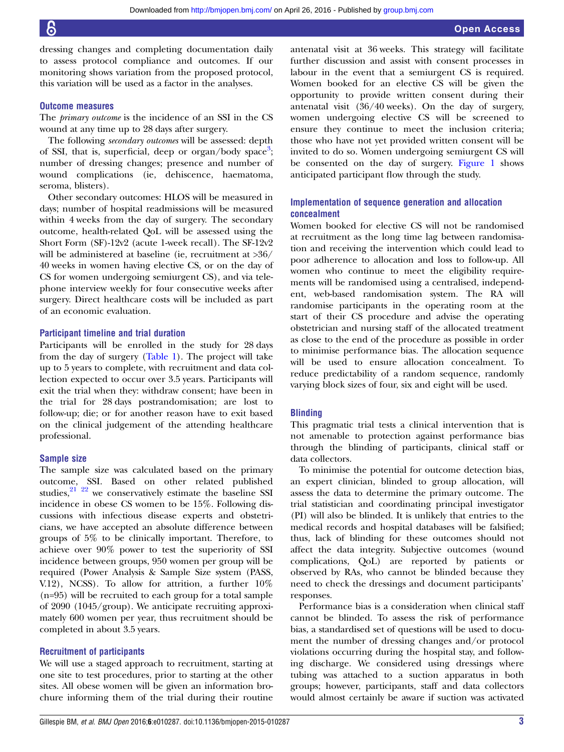dressing changes and completing documentation daily to assess protocol compliance and outcomes. If our monitoring shows variation from the proposed protocol, this variation will be used as a factor in the analyses.

### Outcome measures

The *primary outcome* is the incidence of an SSI in the CS wound at any time up to 28 days after surgery.

The following *secondary outcomes* will be assessed: depth of SSI, that is, superficial, deep or organ/body space[3]; number of dressing changes; presence and number of wound complications (ie, dehiscence, haematoma, seroma, blisters).

Other secondary outcomes: HLOS will be measured in days; number of hospital readmissions will be measured within 4 weeks from the day of surgery. The secondary outcome, health-related QoL will be assessed using the Short Form (SF)-12v2 (acute 1-week recall). The SF-12v2 will be administered at baseline (ie, recruitment at >36/40 weeks in women having elective CS, or on the day of CS for women undergoing semiurgent CS), and via telephone interview weekly for four consecutive weeks after surgery. Direct healthcare costs will be included as part of an economic evaluation.

### Participant timeline and trial duration

Participants will be enrolled in the study for 28 days from the day of surgery (Table 1). The project will take up to 5 years to complete, with recruitment and data collection expected to occur over 3.5 years. Participants will exit the trial when they: withdraw consent; have been in the trial for 28 days postrandomisation; are lost to follow-up; die; or for another reason have to exit based on the clinical judgement of the attending healthcare professional.

### Sample size

The sample size was calculated based on the primary outcome, SSI. Based on other related published studies,[21 22] we conservatively estimate the baseline SSI incidence in obese CS women to be 15%. Following discussions with infectious disease experts and obstetricians, we have accepted an absolute difference between groups of 5% to be clinically important. Therefore, to achieve over 90% power to test the superiority of SSI incidence between groups, 950 women per group will be required (Power Analysis & Sample Size system (PASS, V.12), NCSS). To allow for attrition, a further 10% (n=95) will be recruited to each group for a total sample of 2090 (1045/group). We anticipate recruiting approximately 600 women per year, thus recruitment should be completed in about 3.5 years.

### Recruitment of participants

We will use a staged approach to recruitment, starting at one site to test procedures, prior to starting at the other sites. All obese women will be given an information brochure informing them of the trial during their routine antenatal visit at 36 weeks. This strategy will facilitate further discussion and assist with consent processes in labour in the event that a semiurgent CS is required. Women booked for an elective CS will be given the opportunity to provide written consent during their antenatal visit (36/40 weeks). On the day of surgery, women undergoing elective CS will be screened to ensure they continue to meet the inclusion criteria; those who have not yet provided written consent will be invited to do so. Women undergoing semiurgent CS will be consented on the day of surgery. Figure 1 shows anticipated participant flow through the study.

### Implementation of sequence generation and allocation concealment

Women booked for elective CS will not be randomised at recruitment as the long time lag between randomisation and receiving the intervention which could lead to poor adherence to allocation and loss to follow-up. All women who continue to meet the eligibility requirements will be randomised using a centralised, independent, web-based randomisation system. The RA will randomise participants in the operating room at the start of their CS procedure and advise the operating obstetrician and nursing staff of the allocated treatment as close to the end of the procedure as possible in order to minimise performance bias. The allocation sequence will be used to ensure allocation concealment. To reduce predictability of a random sequence, randomly varying block sizes of four, six and eight will be used.

### Blinding

This pragmatic trial tests a clinical intervention that is not amenable to protection against performance bias through the blinding of participants, clinical staff or data collectors.

To minimise the potential for outcome detection bias, an expert clinician, blinded to group allocation, will assess the data to determine the primary outcome. The trial statistician and coordinating principal investigator (PI) will also be blinded. It is unlikely that entries to the medical records and hospital databases will be falsified; thus, lack of blinding for these outcomes should not affect the data integrity. Subjective outcomes (wound complications, QoL) are reported by patients or observed by RAs, who cannot be blinded because they need to check the dressings and document participants' responses.

Performance bias is a consideration when clinical staff cannot be blinded. To assess the risk of performance bias, a standardised set of questions will be used to document the number of dressing changes and/or protocol violations occurring during the hospital stay, and following discharge. We considered using dressings where tubing was attached to a suction apparatus in both groups; however, participants, staff and data collectors would almost certainly be aware if suction was activated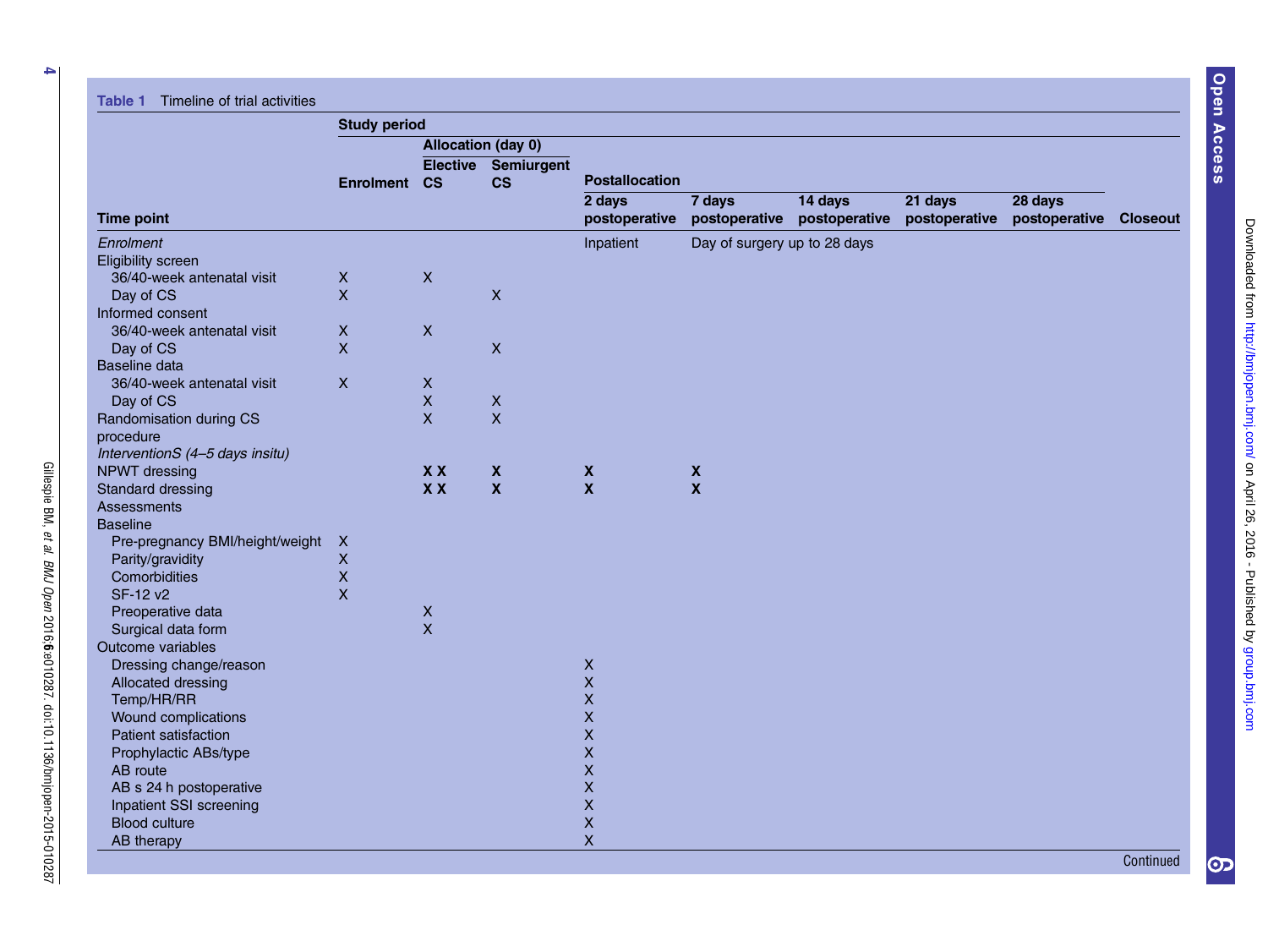**Table 1** Timeline of trial activities

| Time point | Study period | | | | | | | | |
|---|---|---|---|---|---|---|---|---|---|
| | Enrolment | Allocation (day 0) | | Postallocation | | | | | Closeout |
| | | Elective CS | Semiurgent CS | 2 days postoperative | 7 days postoperative | 14 days postoperative | 21 days postoperative | 28 days postoperative | |
| *Enrolment* | | | | Inpatient | Day of surgery up to 28 days | | | | |
| Eligibility screen | | | | | | | | | |
| 36/40-week antenatal visit | X | X | | | | | | | |
| Day of CS | X | | X | | | | | | |
| Informed consent | | | | | | | | | |
| 36/40-week antenatal visit | X | X | | | | | | | |
| Day of CS | X | | X | | | | | | |
| Baseline data | | | | | | | | | |
| 36/40-week antenatal visit | X | X | | | | | | | |
| Day of CS | | X | X | | | | | | |
| Randomisation during CS procedure | | X | X | | | | | | |
| *InterventionS (4–5 days insitu)* | | | | | | | | | |
| NPWT dressing | | **X X** | **X** | **X** | **X** | | | | |
| Standard dressing | | **X X** | **X** | **X** | **X** | | | | |
| Assessments | | | | | | | | | |
| Baseline | | | | | | | | | |
| Pre-pregnancy BMI/height/weight | X | | | | | | | | |
| Parity/gravidity | X | | | | | | | | |
| Comorbidities | X | | | | | | | | |
| SF-12 v2 | X | | | | | | | | |
| Preoperative data | | X | | | | | | | |
| Surgical data form | | X | | | | | | | |
| Outcome variables | | | | | | | | | |
| Dressing change/reason | | | | X | | | | | |
| Allocated dressing | | | | X | | | | | |
| Temp/HR/RR | | | | X | | | | | |
| Wound complications | | | | X | | | | | |
| Patient satisfaction | | | | X | | | | | |
| Prophylactic ABs/type | | | | X | | | | | |
| AB route | | | | X | | | | | |
| AB s 24 h postoperative | | | | X | | | | | |
| Inpatient SSI screening | | | | X | | | | | |
| Blood culture | | | | X | | | | | |
| AB therapy | | | | X | | | | | |

Continued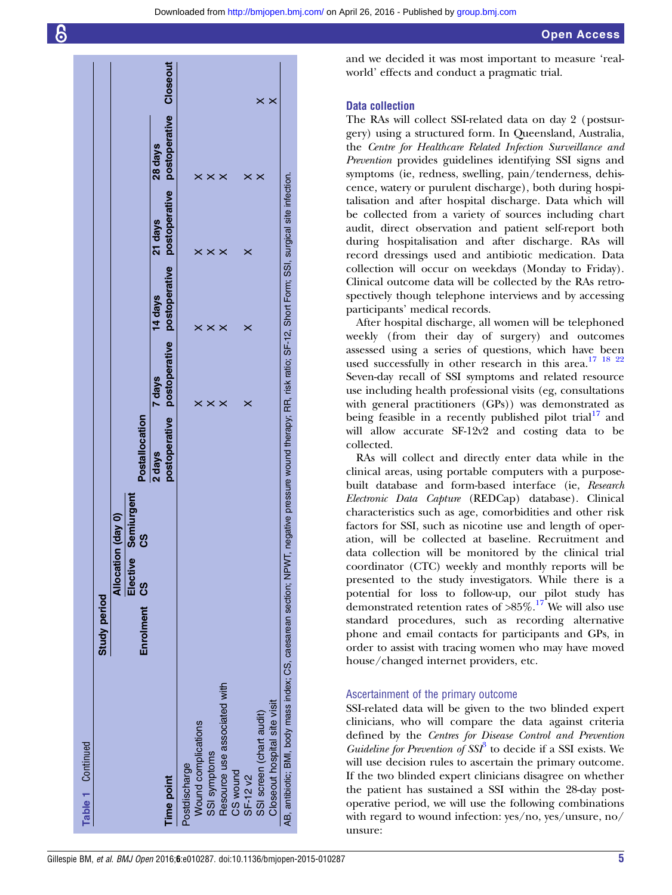**Table 1** Continued

| Time point | Study period | | | | | | | | |
|---|---|---|---|---|---|---|---|---|---|
| | | Allocation (day 0) | | Postallocation | | | | | |
| | Enrolment | Elective CS | Semiurgent CS | 2 days postoperative | 7 days postoperative | 14 days postoperative | 21 days postoperative | 28 days postoperative | Closeout |
| Postdischarge | | | | | | | | | |
| Wound complications | | | | | X | X | X | X | |
| SSI symptoms | | | | | X | X | X | X | |
| Resource use associated with CS wound | | | | | X | X | X | X | |
| SF-12 v2 | | | | | X | X | X | X | |
| SSI screen (chart audit) | | | | | | | | X | X |
| Closeout hospital site visit | | | | | | | | | X |

AB, antibiotic; BMI, body mass index; CS, caesarean section; NPWT, negative pressure wound therapy; RR, risk ratio; SF-12, Short Form; SSI, surgical site infection.

and we decided it was most important to measure 'real-world' effects and conduct a pragmatic trial.

## Data collection

The RAs will collect SSI-related data on day 2 (postsurgery) using a structured form. In Queensland, Australia, the *Centre for Healthcare Related Infection Surveillance and Prevention* provides guidelines identifying SSI signs and symptoms (ie, redness, swelling, pain/tenderness, dehiscence, watery or purulent discharge), both during hospitalisation and after hospital discharge. Data which will be collected from a variety of sources including chart audit, direct observation and patient self-report both during hospitalisation and after discharge. RAs will record dressings used and antibiotic medication. Data collection will occur on weekdays (Monday to Friday). Clinical outcome data will be collected by the RAs retrospectively though telephone interviews and by accessing participants' medical records.

After hospital discharge, all women will be telephoned weekly (from their day of surgery) and outcomes assessed using a series of questions, which have been used successfully in other research in this area.[17 18 22] Seven-day recall of SSI symptoms and related resource use including health professional visits (eg, consultations with general practitioners (GPs)) was demonstrated as being feasible in a recently published pilot trial[17] and will allow accurate SF-12v2 and costing data to be collected.

RAs will collect and directly enter data while in the clinical areas, using portable computers with a purpose-built database and form-based interface (ie, *Research Electronic Data Capture* (REDCap) database). Clinical characteristics such as age, comorbidities and other risk factors for SSI, such as nicotine use and length of operation, will be collected at baseline. Recruitment and data collection will be monitored by the clinical trial coordinator (CTC) weekly and monthly reports will be presented to the study investigators. While there is a potential for loss to follow-up, our pilot study has demonstrated retention rates of >85%.[17] We will also use standard procedures, such as recording alternative phone and email contacts for participants and GPs, in order to assist with tracing women who may have moved house/changed internet providers, etc.

### Ascertainment of the primary outcome

SSI-related data will be given to the two blinded expert clinicians, who will compare the data against criteria defined by the *Centres for Disease Control and Prevention Guideline for Prevention of SSI*[3] to decide if a SSI exists. We will use decision rules to ascertain the primary outcome. If the two blinded expert clinicians disagree on whether the patient has sustained a SSI within the 28-day postoperative period, we will use the following combinations with regard to wound infection: yes/no, yes/unsure, no/unsure: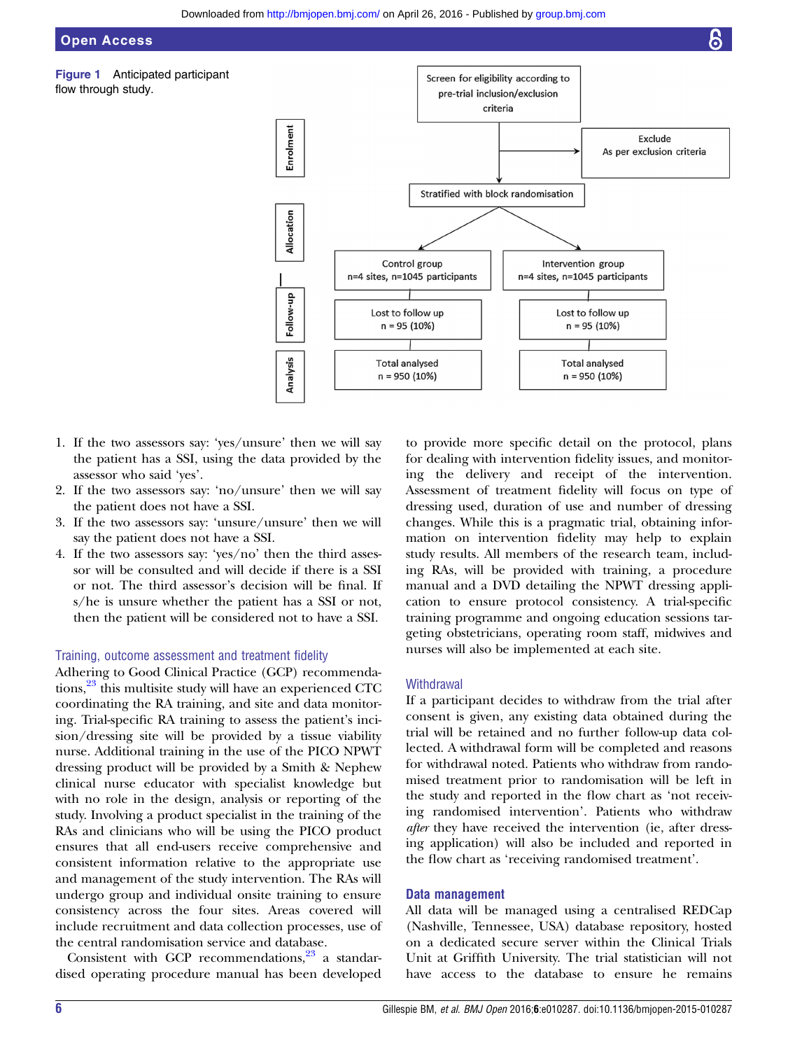**Figure 1** Anticipated participant flow through study.

Enrolment: Screen for eligibility according to pre-trial inclusion/exclusion criteria → Exclude As per exclusion criteria

Allocation: Stratified with block randomisation
- Control group n=4 sites, n=1045 participants
- Intervention group n=4 sites, n=1045 participants

Follow-up:
- Lost to follow up n = 95 (10%)
- Lost to follow up n = 95 (10%)

Analysis:
- Total analysed n = 950 (10%)
- Total analysed n = 950 (10%)

1. If the two assessors say: 'yes/unsure' then we will say the patient has a SSI, using the data provided by the assessor who said 'yes'.
2. If the two assessors say: 'no/unsure' then we will say the patient does not have a SSI.
3. If the two assessors say: 'unsure/unsure' then we will say the patient does not have a SSI.
4. If the two assessors say: 'yes/no' then the third assessor will be consulted and will decide if there is a SSI or not. The third assessor's decision will be final. If s/he is unsure whether the patient has a SSI or not, then the patient will be considered not to have a SSI.

## Training, outcome assessment and treatment fidelity

Adhering to Good Clinical Practice (GCP) recommendations,[23] this multisite study will have an experienced CTC coordinating the RA training, and site and data monitoring. Trial-specific RA training to assess the patient's incision/dressing site will be provided by a tissue viability nurse. Additional training in the use of the PICO NPWT dressing product will be provided by a Smith & Nephew clinical nurse educator with specialist knowledge but with no role in the design, analysis or reporting of the study. Involving a product specialist in the training of the RAs and clinicians who will be using the PICO product ensures that all end-users receive comprehensive and consistent information relative to the appropriate use and management of the study intervention. The RAs will undergo group and individual onsite training to ensure consistency across the four sites. Areas covered will include recruitment and data collection processes, use of the central randomisation service and database.

Consistent with GCP recommendations,[23] a standardised operating procedure manual has been developed to provide more specific detail on the protocol, plans for dealing with intervention fidelity issues, and monitoring the delivery and receipt of the intervention. Assessment of treatment fidelity will focus on type of dressing used, duration of use and number of dressing changes. While this is a pragmatic trial, obtaining information on intervention fidelity may help to explain study results. All members of the research team, including RAs, will be provided with training, a procedure manual and a DVD detailing the NPWT dressing application to ensure protocol consistency. A trial-specific training programme and ongoing education sessions targeting obstetricians, operating room staff, midwives and nurses will also be implemented at each site.

## Withdrawal

If a participant decides to withdraw from the trial after consent is given, any existing data obtained during the trial will be retained and no further follow-up data collected. A withdrawal form will be completed and reasons for withdrawal noted. Patients who withdraw from randomised treatment prior to randomisation will be left in the study and reported in the flow chart as 'not receiving randomised intervention'. Patients who withdraw *after* they have received the intervention (ie, after dressing application) will also be included and reported in the flow chart as 'receiving randomised treatment'.

## Data management

All data will be managed using a centralised REDCap (Nashville, Tennessee, USA) database repository, hosted on a dedicated secure server within the Clinical Trials Unit at Griffith University. The trial statistician will not have access to the database to ensure he remains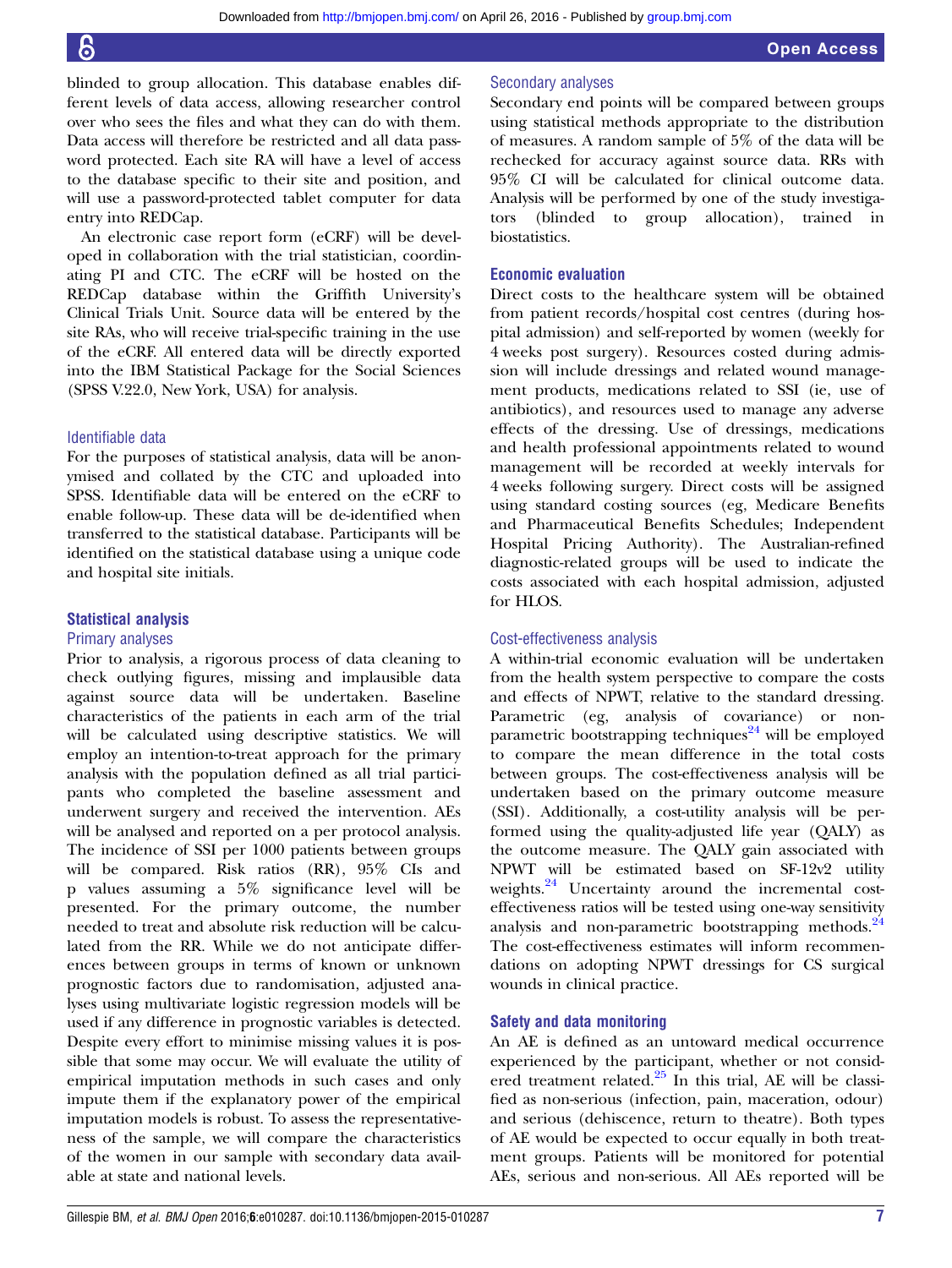blinded to group allocation. This database enables different levels of data access, allowing researcher control over who sees the files and what they can do with them. Data access will therefore be restricted and all data password protected. Each site RA will have a level of access to the database specific to their site and position, and will use a password-protected tablet computer for data entry into REDCap.

An electronic case report form (eCRF) will be developed in collaboration with the trial statistician, coordinating PI and CTC. The eCRF will be hosted on the REDCap database within the Griffith University's Clinical Trials Unit. Source data will be entered by the site RAs, who will receive trial-specific training in the use of the eCRF. All entered data will be directly exported into the IBM Statistical Package for the Social Sciences (SPSS V.22.0, New York, USA) for analysis.

### Identifiable data

For the purposes of statistical analysis, data will be anonymised and collated by the CTC and uploaded into SPSS. Identifiable data will be entered on the eCRF to enable follow-up. These data will be de-identified when transferred to the statistical database. Participants will be identified on the statistical database using a unique code and hospital site initials.

## Statistical analysis

### Primary analyses

Prior to analysis, a rigorous process of data cleaning to check outlying figures, missing and implausible data against source data will be undertaken. Baseline characteristics of the patients in each arm of the trial will be calculated using descriptive statistics. We will employ an intention-to-treat approach for the primary analysis with the population defined as all trial participants who completed the baseline assessment and underwent surgery and received the intervention. AEs will be analysed and reported on a per protocol analysis. The incidence of SSI per 1000 patients between groups will be compared. Risk ratios (RR), 95% CIs and p values assuming a 5% significance level will be presented. For the primary outcome, the number needed to treat and absolute risk reduction will be calculated from the RR. While we do not anticipate differences between groups in terms of known or unknown prognostic factors due to randomisation, adjusted analyses using multivariate logistic regression models will be used if any difference in prognostic variables is detected. Despite every effort to minimise missing values it is possible that some may occur. We will evaluate the utility of empirical imputation methods in such cases and only impute them if the explanatory power of the empirical imputation models is robust. To assess the representativeness of the sample, we will compare the characteristics of the women in our sample with secondary data available at state and national levels.

### Secondary analyses

Secondary end points will be compared between groups using statistical methods appropriate to the distribution of measures. A random sample of 5% of the data will be rechecked for accuracy against source data. RRs with 95% CI will be calculated for clinical outcome data. Analysis will be performed by one of the study investigators (blinded to group allocation), trained in biostatistics.

## Economic evaluation

Direct costs to the healthcare system will be obtained from patient records/hospital cost centres (during hospital admission) and self-reported by women (weekly for 4 weeks post surgery). Resources costed during admission will include dressings and related wound management products, medications related to SSI (ie, use of antibiotics), and resources used to manage any adverse effects of the dressing. Use of dressings, medications and health professional appointments related to wound management will be recorded at weekly intervals for 4 weeks following surgery. Direct costs will be assigned using standard costing sources (eg, Medicare Benefits and Pharmaceutical Benefits Schedules; Independent Hospital Pricing Authority). The Australian-refined diagnostic-related groups will be used to indicate the costs associated with each hospital admission, adjusted for HLOS.

### Cost-effectiveness analysis

A within-trial economic evaluation will be undertaken from the health system perspective to compare the costs and effects of NPWT, relative to the standard dressing. Parametric (eg, analysis of covariance) or non-parametric bootstrapping techniques[24] will be employed to compare the mean difference in the total costs between groups. The cost-effectiveness analysis will be undertaken based on the primary outcome measure (SSI). Additionally, a cost-utility analysis will be performed using the quality-adjusted life year (QALY) as the outcome measure. The QALY gain associated with NPWT will be estimated based on SF-12v2 utility weights.[24] Uncertainty around the incremental cost-effectiveness ratios will be tested using one-way sensitivity analysis and non-parametric bootstrapping methods.[24] The cost-effectiveness estimates will inform recommendations on adopting NPWT dressings for CS surgical wounds in clinical practice.

## Safety and data monitoring

An AE is defined as an untoward medical occurrence experienced by the participant, whether or not considered treatment related.[25] In this trial, AE will be classified as non-serious (infection, pain, maceration, odour) and serious (dehiscence, return to theatre). Both types of AE would be expected to occur equally in both treatment groups. Patients will be monitored for potential AEs, serious and non-serious. All AEs reported will be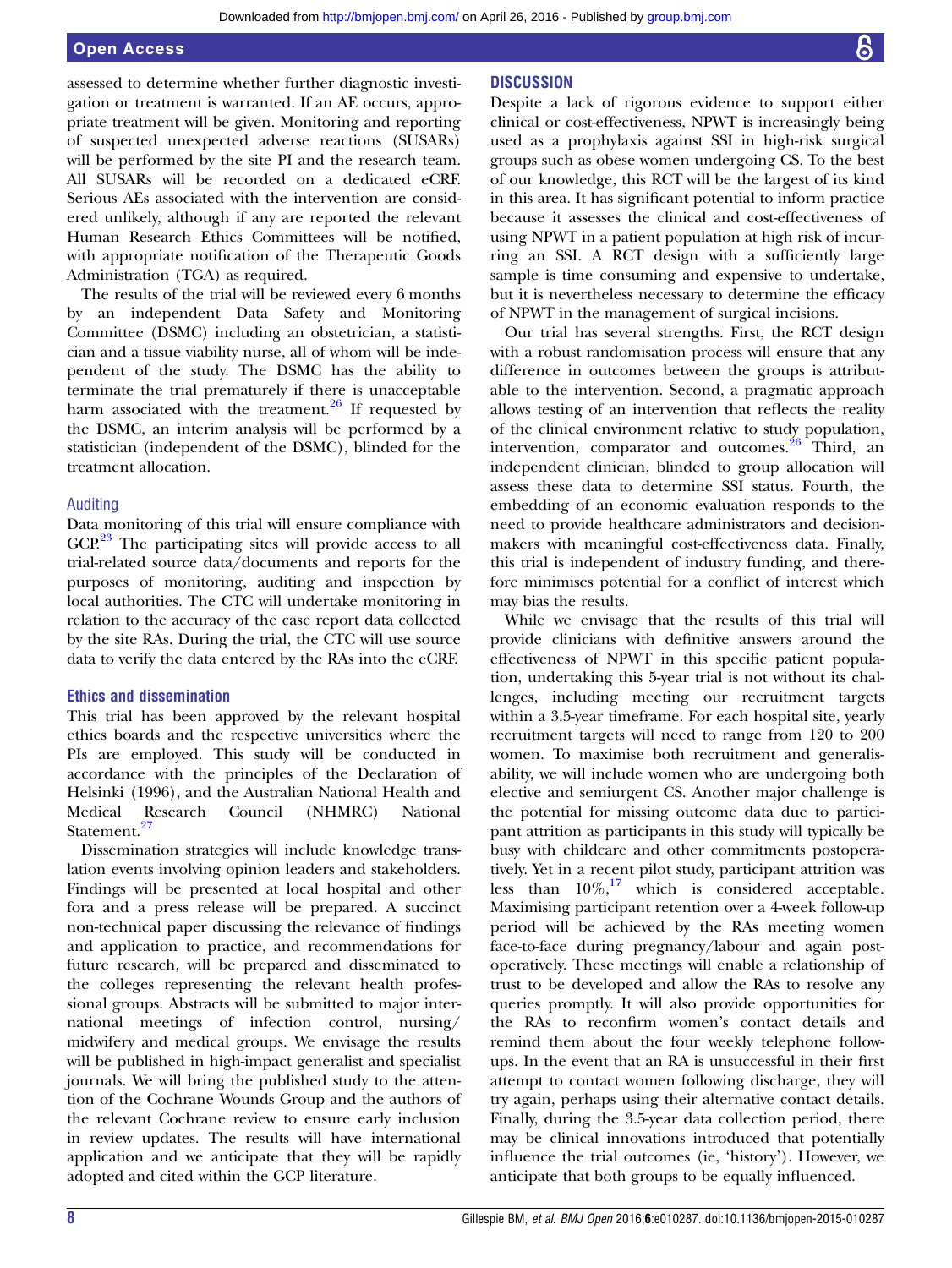assessed to determine whether further diagnostic investigation or treatment is warranted. If an AE occurs, appropriate treatment will be given. Monitoring and reporting of suspected unexpected adverse reactions (SUSARs) will be performed by the site PI and the research team. All SUSARs will be recorded on a dedicated eCRF. Serious AEs associated with the intervention are considered unlikely, although if any are reported the relevant Human Research Ethics Committees will be notified, with appropriate notification of the Therapeutic Goods Administration (TGA) as required.

The results of the trial will be reviewed every 6 months by an independent Data Safety and Monitoring Committee (DSMC) including an obstetrician, a statistician and a tissue viability nurse, all of whom will be independent of the study. The DSMC has the ability to terminate the trial prematurely if there is unacceptable harm associated with the treatment.[26] If requested by the DSMC, an interim analysis will be performed by a statistician (independent of the DSMC), blinded for the treatment allocation.

### Auditing

Data monitoring of this trial will ensure compliance with GCP.[23] The participating sites will provide access to all trial-related source data/documents and reports for the purposes of monitoring, auditing and inspection by local authorities. The CTC will undertake monitoring in relation to the accuracy of the case report data collected by the site RAs. During the trial, the CTC will use source data to verify the data entered by the RAs into the eCRF.

## Ethics and dissemination

This trial has been approved by the relevant hospital ethics boards and the respective universities where the PIs are employed. This study will be conducted in accordance with the principles of the Declaration of Helsinki (1996), and the Australian National Health and Medical Research Council (NHMRC) National Statement.[27]

Dissemination strategies will include knowledge translation events involving opinion leaders and stakeholders. Findings will be presented at local hospital and other fora and a press release will be prepared. A succinct non-technical paper discussing the relevance of findings and application to practice, and recommendations for future research, will be prepared and disseminated to the colleges representing the relevant health professional groups. Abstracts will be submitted to major international meetings of infection control, nursing/midwifery and medical groups. We envisage the results will be published in high-impact generalist and specialist journals. We will bring the published study to the attention of the Cochrane Wounds Group and the authors of the relevant Cochrane review to ensure early inclusion in review updates. The results will have international application and we anticipate that they will be rapidly adopted and cited within the GCP literature.

## DISCUSSION

Despite a lack of rigorous evidence to support either clinical or cost-effectiveness, NPWT is increasingly being used as a prophylaxis against SSI in high-risk surgical groups such as obese women undergoing CS. To the best of our knowledge, this RCT will be the largest of its kind in this area. It has significant potential to inform practice because it assesses the clinical and cost-effectiveness of using NPWT in a patient population at high risk of incurring an SSI. A RCT design with a sufficiently large sample is time consuming and expensive to undertake, but it is nevertheless necessary to determine the efficacy of NPWT in the management of surgical incisions.

Our trial has several strengths. First, the RCT design with a robust randomisation process will ensure that any difference in outcomes between the groups is attributable to the intervention. Second, a pragmatic approach allows testing of an intervention that reflects the reality of the clinical environment relative to study population, intervention, comparator and outcomes.[26] Third, an independent clinician, blinded to group allocation will assess these data to determine SSI status. Fourth, the embedding of an economic evaluation responds to the need to provide healthcare administrators and decision-makers with meaningful cost-effectiveness data. Finally, this trial is independent of industry funding, and therefore minimises potential for a conflict of interest which may bias the results.

While we envisage that the results of this trial will provide clinicians with definitive answers around the effectiveness of NPWT in this specific patient population, undertaking this 5-year trial is not without its challenges, including meeting our recruitment targets within a 3.5-year timeframe. For each hospital site, yearly recruitment targets will need to range from 120 to 200 women. To maximise both recruitment and generalisability, we will include women who are undergoing both elective and semiurgent CS. Another major challenge is the potential for missing outcome data due to participant attrition as participants in this study will typically be busy with childcare and other commitments postoperatively. Yet in a recent pilot study, participant attrition was less than 10%,[17] which is considered acceptable. Maximising participant retention over a 4-week follow-up period will be achieved by the RAs meeting women face-to-face during pregnancy/labour and again postoperatively. These meetings will enable a relationship of trust to be developed and allow the RAs to resolve any queries promptly. It will also provide opportunities for the RAs to reconfirm women's contact details and remind them about the four weekly telephone follow-ups. In the event that an RA is unsuccessful in their first attempt to contact women following discharge, they will try again, perhaps using their alternative contact details. Finally, during the 3.5-year data collection period, there may be clinical innovations introduced that potentially influence the trial outcomes (ie, 'history'). However, we anticipate that both groups to be equally influenced.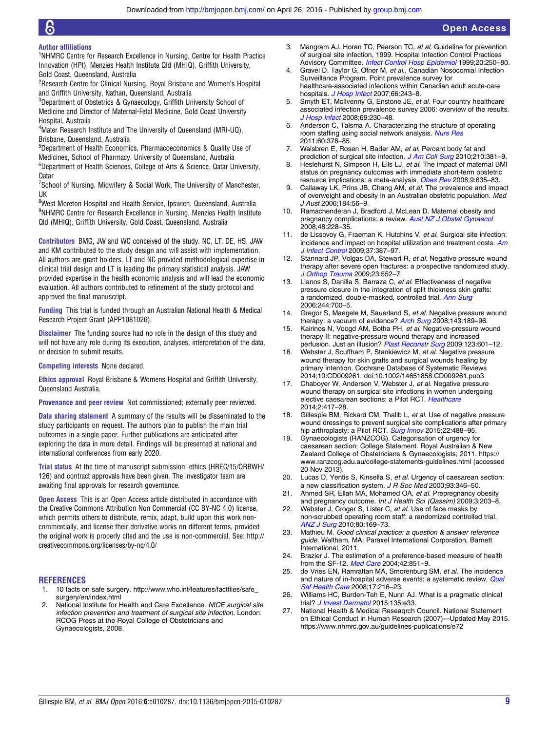**Author affiliations**

[1]NHMRC Centre for Research Excellence in Nursing, Centre for Health Practice Innovation (HPI), Menzies Health Institute Qld (MHIQ), Griffith University, Gold Coast, Queensland, Australia
[2]Research Centre for Clinical Nursing, Royal Brisbane and Women's Hospital and Griffith University, Nathan, Queensland, Australia
[3]Department of Obstetrics & Gynaecology, Griffith University School of Medicine and Director of Maternal-Fetal Medicine, Gold Coast University Hospital, Australia
[4]Mater Research Institute and The University of Queensland (MRI-UQ), Brisbane, Queensland, Australia
[5]Department of Health Economics, Pharmacoeconomics & Quality Use of Medicines, School of Pharmacy, University of Queensland, Australia
[6]Department of Health Sciences, College of Arts & Science, Qatar University, Qatar
[7]School of Nursing, Midwifery & Social Work, The University of Manchester, UK
[8]West Moreton Hospital and Health Service, Ipswich, Queensland, Australia
[9]NHMRC Centre for Research Excellence in Nursing, Menzies Health Institute Qld (MHIQ), Griffith University, Gold Coast, Queensland, Australia

**Contributors** BMG, JW and WC conceived of the study. NC, LT, DE, HS, JAW and KM contributed to the study design and will assist with implementation. All authors are grant holders. LT and NC provided methodological expertise in clinical trial design and LT is leading the primary statistical analysis. JAW provided expertise in the health economic analysis and will lead the economic evaluation. All authors contributed to refinement of the study protocol and approved the final manuscript.

**Funding** This trial is funded through an Australian National Health & Medical Research Project Grant (APP1081026).

**Disclaimer** The funding source had no role in the design of this study and will not have any role during its execution, analyses, interpretation of the data, or decision to submit results.

**Competing interests** None declared.

**Ethics approval** Royal Brisbane & Womens Hospital and Griffith University, Queensland Australia.

**Provenance and peer review** Not commissioned; externally peer reviewed.

**Data sharing statement** A summary of the results will be disseminated to the study participants on request. The authors plan to publish the main trial outcomes in a single paper. Further publications are anticipated after exploring the data in more detail. Findings will be presented at national and international conferences from early 2020.

**Trial status** At the time of manuscript submission, ethics (HREC/15/QRBWH/126) and contract approvals have been given. The investigator team are awaiting final approvals for research governance.

**Open Access** This is an Open Access article distributed in accordance with the Creative Commons Attribution Non Commercial (CC BY-NC 4.0) license, which permits others to distribute, remix, adapt, build upon this work non-commercially, and license their derivative works on different terms, provided the original work is properly cited and the use is non-commercial. See: http://creativecommons.org/licenses/by-nc/4.0/

## REFERENCES

1. 10 facts on safe surgery. http://www.who.int/features/factfiles/safe_surgery/en/index.html
2. National Institute for Health and Care Excellence. *NICE surgical site infection prevention and treatment of surgical site infection.* London: RCOG Press at the Royal College of Obstetricians and Gynaecologists, 2008.
3. Mangram AJ, Horan TC, Pearson TC, *et al*. Guideline for prevention of surgical site infection, 1999. Hospital Infection Control Practices Advisory Committee. *Infect Control Hosp Epidemiol* 1999;20:250–80.
4. Gravel D, Taylor G, Ofner M, *et al*., Canadian Nosocomial Infection Surveillance Program. Point prevalence survey for healthcare-associated infections within Canadian adult acute-care hospitals. *J Hosp Infect* 2007;66:243–8.
5. Smyth ET, McIlvenny G, Enstone JE, *et al*. Four country healthcare associated infection prevalence survey 2006: overview of the results. *J Hosp Infect* 2008;69:230–48.
6. Anderson C, Talsma A. Characterizing the structure of operating room staffing using social network analysis. *Nurs Res* 2011;60:378–85.
7. Waisbren E, Rosen H, Bader AM, *et al*. Percent body fat and prediction of surgical site infection. *J Am Coll Surg* 2010;210:381–9.
8. Heslehurst N, Simpson H, Ells LJ, *et al*. The impact of maternal BMI status on pregnancy outcomes with immediate short-term obstetric resource implications: a meta-analysis. *Obes Rev* 2008;9:635–83.
9. Callaway LK, Prins JB, Chang AM, *et al*. The prevalence and impact of overweight and obesity in an Australian obstetric population. *Med J Aust* 2006;184:56–9.
10. Ramachenderan J, Bradford J, McLean D. Maternal obesity and pregnancy complications: a review. *Aust NZ J Obstet Gynaecol* 2008;48:228–35.
11. de Lissovoy G, Fraeman K, Hutchins V, *et al*. Surgical site infection: incidence and impact on hospital utilization and treatment costs. *Am J Infect Control* 2009;37:387–97.
12. Stannard JP, Volgas DA, Stewart R, *et al*. Negative pressure wound therapy after severe open fractures: a prospective randomized study. *J Orthop Trauma* 2009;23:552–7.
13. Llanos S, Danilla S, Barraza C, *et al*. Effectiveness of negative pressure closure in the integration of split thickness skin grafts: a randomized, double-masked, controlled trial. *Ann Surg* 2006;244:700–5.
14. Gregor S, Maegele M, Sauerland S, *et al*. Negative pressure wound therapy: a vacuum of evidence? *Arch Surg* 2008;143:189–96.
15. Kairinos N, Voogd AM, Botha PH, *et al*. Negative-pressure wound therapy II: negative-pressure wound therapy and increased perfusion. Just an illusion? *Plast Reconstr Surg* 2009;123:601–12.
16. Webster J, Scuffham P, Stankiewicz M, *et al*. Negative pressure wound therapy for skin grafts and surgical wounds healing by primary intention. Cochrane Database of Systematic Reviews 2014;10:CD009261. doi:10.1002/14651858.CD009261.pub3
17. Chaboyer W, Anderson V, Webster J, *et al*. Negative pressure wound therapy on surgical site infections in women undergoing elective caesarean sections: a Pilot RCT. *Healthcare* 2014;2:417–28.
18. Gillespie BM, Rickard CM, Thalib L, *et al*. Use of negative pressure wound dressings to prevent surgical site complications after primary hip arthroplasty: a Pilot RCT. *Surg Innov* 2015;22:488–95.
19. Gynaecologists (RANZCOG). Categorisation of urgency for caesarean section: College Statement. Royal Australian & New Zealand College of Obstetricians & Gynaecologists; 2011. https://www.ranzcog.edu.au/college-statements-guidelines.html (accessed 20 Nov 2013).
20. Lucas D, Yentis S, Kinsella S, *et al*. Urgency of caesarean section: a new classification system. *J R Soc Med* 2000;93:346–50.
21. Ahmed SR, Ellah MA, Mohamed OA, *et al*. Prepregnancy obesity and pregnancy outcome. *Int J Health Sci (Qassim)* 2009;3:203–8.
22. Webster J, Croger S, Lister C, *et al*. Use of face masks by non-scrubbed operating room staff: a randomized controlled trial. *ANZ J Surg* 2010;80:169–73.
23. Mathieu M. *Good clinical practice: a question & answer reference guide.* Waltham, MA: Paraxel International Corporation, Barnett International, 2011.
24. Brazier J. The estimation of a preference-based measure of health from the SF-12. *Med Care* 2004;42:851–9.
25. de Vries EN, Ramrattan MA, Smorenburg SM, *et al*. The incidence and nature of in-hospital adverse events: a systematic review. *Qual Saf Health Care* 2008;17:216–23.
26. Williams HC, Burden-Teh E, Nunn AJ. What is a pragmatic clinical trial? *J Invest Dermatol* 2015;135:e33.
27. National Health & Medical Reseaqrch Council. National Statement on Ethical Conduct in Human Research (2007)—Updated May 2015. https://www.nhmrc.gov.au/guidelines-publications/e72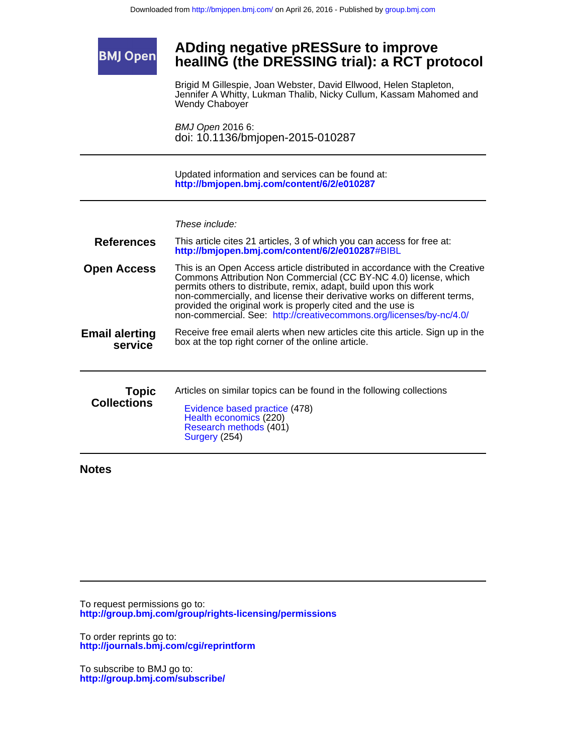Downloaded from http://bmjopen.bmj.com/ on April 26, 2016 - Published by group.bmj.com

BMJ Open

# ADding negative pRESSure to improve healING (the DRESSING trial): a RCT protocol

Brigid M Gillespie, Joan Webster, David Ellwood, Helen Stapleton, Jennifer A Whitty, Lukman Thalib, Nicky Cullum, Kassam Mahomed and Wendy Chaboyer

*BMJ Open* 2016 6:
doi: 10.1136/bmjopen-2015-010287

Updated information and services can be found at:
**http://bmjopen.bmj.com/content/6/2/e010287**

*These include:*

**References**
This article cites 21 articles, 3 of which you can access for free at:
**http://bmjopen.bmj.com/content/6/2/e010287**#BIBL

**Open Access**
This is an Open Access article distributed in accordance with the Creative Commons Attribution Non Commercial (CC BY-NC 4.0) license, which permits others to distribute, remix, adapt, build upon this work non-commercially, and license their derivative works on different terms, provided the original work is properly cited and the use is non-commercial. See: http://creativecommons.org/licenses/by-nc/4.0/

**Email alerting service**
Receive free email alerts when new articles cite this article. Sign up in the box at the top right corner of the online article.

**Topic Collections**
Articles on similar topics can be found in the following collections

- Evidence based practice (478)
- Health economics (220)
- Research methods (401)
- Surgery (254)

**Notes**

To request permissions go to:
**http://group.bmj.com/group/rights-licensing/permissions**

To order reprints go to:
**http://journals.bmj.com/cgi/reprintform**

To subscribe to BMJ go to:
**http://group.bmj.com/subscribe/**